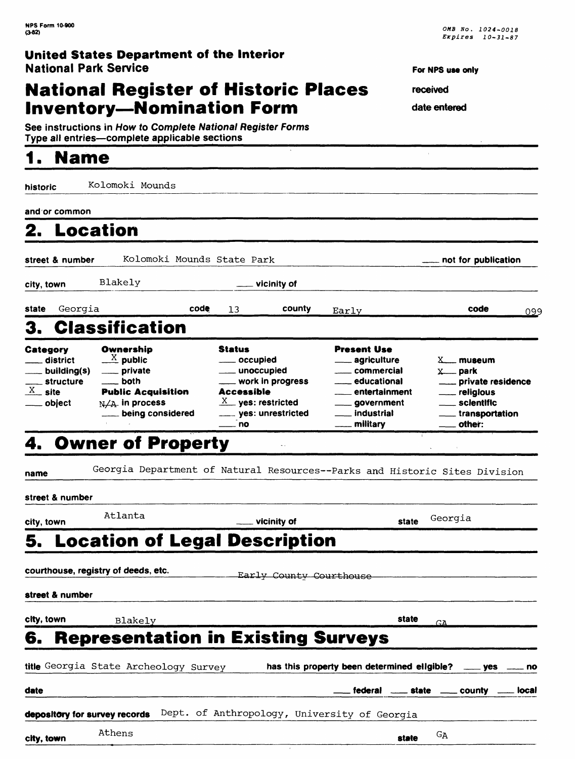NPS Form 10-900
(3-82)

OMB No. 1024-0018
Expires 10-31-87

**United States Department of the Interior**
**National Park Service**

**For NPS use only**

received

date entered

# National Register of Historic Places Inventory—Nomination Form

See instructions in *How to Complete National Register Forms*
Type all entries—complete applicable sections

## 1. Name

historic Kolomoki Mounds

and or common

## 2. Location

street & number Kolomoki Mounds State Park ___ not for publication

city, town Blakely ___ vicinity of

state Georgia code 13 county Early code 099

## 3. Classification

| Category | Ownership | Status | Present Use | |
|---|---|---|---|---|
| ___ district | X public | ___ occupied | ___ agriculture | X museum |
| ___ building(s) | ___ private | ___ unoccupied | ___ commercial | X park |
| ___ structure | ___ both | ___ work in progress | ___ educational | ___ private residence |
| X site | **Public Acquisition** | **Accessible** | ___ entertainment | ___ religious |
| ___ object | N/A in process | X yes: restricted | ___ government | ___ scientific |
| | ___ being considered | ___ yes: unrestricted | ___ industrial | ___ transportation |
| | | ___ no | ___ military | ___ other: |

## 4. Owner of Property

name Georgia Department of Natural Resources--Parks and Historic Sites Division

street & number

city, town Atlanta ___ vicinity of state Georgia

## 5. Location of Legal Description

courthouse, registry of deeds, etc. Early County Courthouse

street & number

city, town Blakely state GA

## 6. Representation in Existing Surveys

title Georgia State Archeology Survey has this property been determined eligible? ___ yes ___ no

date ___ federal ___ state ___ county ___ local

depository for survey records Dept. of Anthropology, University of Georgia

city, town Athens state GA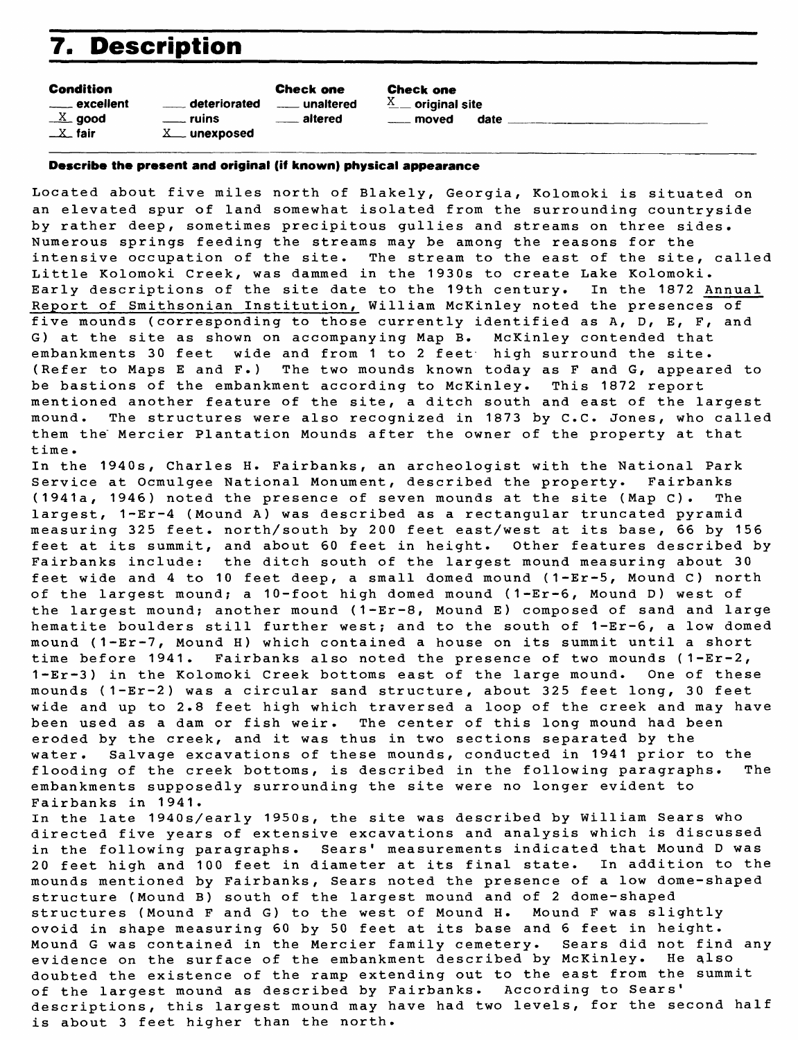## 7. Description

**Condition**

- ___ excellent
- X good
- X fair
- ___ deteriorated
- ___ ruins
- X unexposed

**Check one**

- ___ unaltered
- ___ altered

**Check one**

- X original site
- ___ moved date ___

**Describe the present and original (if known) physical appearance**

Located about five miles north of Blakely, Georgia, Kolomoki is situated on an elevated spur of land somewhat isolated from the surrounding countryside by rather deep, sometimes precipitous gullies and streams on three sides. Numerous springs feeding the streams may be among the reasons for the intensive occupation of the site. The stream to the east of the site, called Little Kolomoki Creek, was dammed in the 1930s to create Lake Kolomoki. Early descriptions of the site date to the 19th century. In the 1872 Annual Report of Smithsonian Institution, William McKinley noted the presences of five mounds (corresponding to those currently identified as A, D, E, F, and G) at the site as shown on accompanying Map B. McKinley contended that embankments 30 feet wide and from 1 to 2 feet high surround the site. (Refer to Maps E and F.) The two mounds known today as F and G, appeared to be bastions of the embankment according to McKinley. This 1872 report mentioned another feature of the site, a ditch south and east of the largest mound. The structures were also recognized in 1873 by C.C. Jones, who called them the Mercier Plantation Mounds after the owner of the property at that time.

In the 1940s, Charles H. Fairbanks, an archeologist with the National Park Service at Ocmulgee National Monument, described the property. Fairbanks (1941a, 1946) noted the presence of seven mounds at the site (Map C). The largest, 1-Er-4 (Mound A) was described as a rectangular truncated pyramid measuring 325 feet. north/south by 200 feet east/west at its base, 66 by 156 feet at its summit, and about 60 feet in height. Other features described by Fairbanks include: the ditch south of the largest mound measuring about 30 feet wide and 4 to 10 feet deep, a small domed mound (1-Er-5, Mound C) north of the largest mound; a 10-foot high domed mound (1-Er-6, Mound D) west of the largest mound; another mound (1-Er-8, Mound E) composed of sand and large hematite boulders still further west; and to the south of 1-Er-6, a low domed mound (1-Er-7, Mound H) which contained a house on its summit until a short time before 1941. Fairbanks also noted the presence of two mounds (1-Er-2, 1-Er-3) in the Kolomoki Creek bottoms east of the large mound. One of these mounds (1-Er-2) was a circular sand structure, about 325 feet long, 30 feet wide and up to 2.8 feet high which traversed a loop of the creek and may have been used as a dam or fish weir. The center of this long mound had been eroded by the creek, and it was thus in two sections separated by the water. Salvage excavations of these mounds, conducted in 1941 prior to the flooding of the creek bottoms, is described in the following paragraphs. The embankments supposedly surrounding the site were no longer evident to Fairbanks in 1941.

In the late 1940s/early 1950s, the site was described by William Sears who directed five years of extensive excavations and analysis which is discussed in the following paragraphs. Sears' measurements indicated that Mound D was 20 feet high and 100 feet in diameter at its final state. In addition to the mounds mentioned by Fairbanks, Sears noted the presence of a low dome-shaped structure (Mound B) south of the largest mound and of 2 dome-shaped structures (Mound F and G) to the west of Mound H. Mound F was slightly ovoid in shape measuring 60 by 50 feet at its base and 6 feet in height. Mound G was contained in the Mercier family cemetery. Sears did not find any evidence on the surface of the embankment described by McKinley. He also doubted the existence of the ramp extending out to the east from the summit of the largest mound as described by Fairbanks. According to Sears' descriptions, this largest mound may have had two levels, for the second half is about 3 feet higher than the north.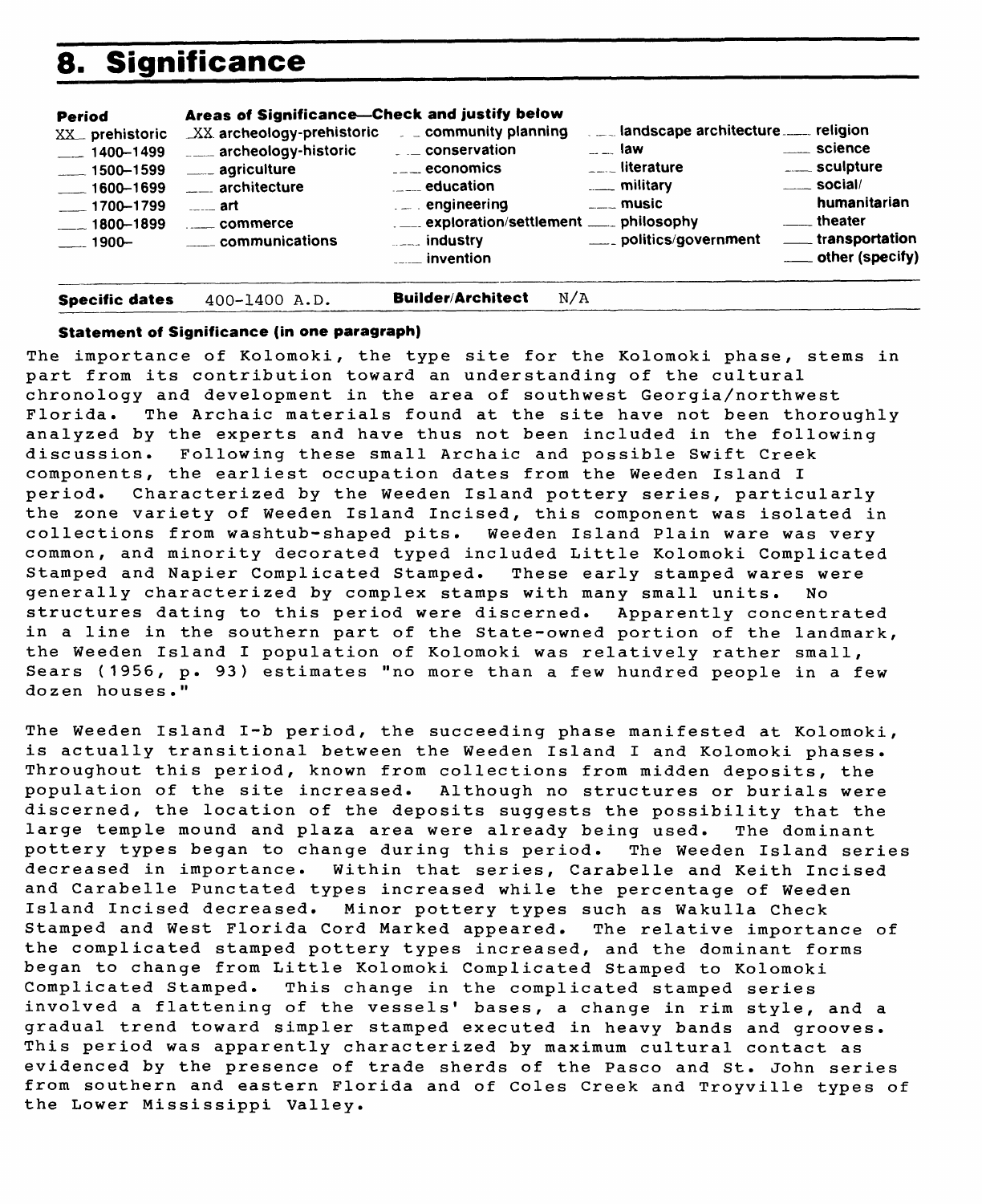# 8. Significance

| Period | Areas of Significance—Check and justify below | | | |
|---|---|---|---|---|
| XX prehistoric | XX archeology-prehistoric | ___ community planning | ___ landscape architecture | ___ religion |
| ___ 1400–1499 | ___ archeology-historic | ___ conservation | ___ law | ___ science |
| ___ 1500–1599 | ___ agriculture | ___ economics | ___ literature | ___ sculpture |
| ___ 1600–1699 | ___ architecture | ___ education | ___ military | ___ social/humanitarian |
| ___ 1700–1799 | ___ art | ___ engineering | ___ music | ___ theater |
| ___ 1800–1899 | ___ commerce | ___ exploration/settlement | ___ philosophy | ___ transportation |
| ___ 1900– | ___ communications | ___ industry | ___ politics/government | ___ other (specify) |
| | | ___ invention | | |

**Specific dates** 400-1400 A.D. **Builder/Architect** N/A

**Statement of Significance (in one paragraph)**

The importance of Kolomoki, the type site for the Kolomoki phase, stems in part from its contribution toward an understanding of the cultural chronology and development in the area of southwest Georgia/northwest Florida. The Archaic materials found at the site have not been thoroughly analyzed by the experts and have thus not been included in the following discussion. Following these small Archaic and possible Swift Creek components, the earliest occupation dates from the Weeden Island I period. Characterized by the Weeden Island pottery series, particularly the zone variety of Weeden Island Incised, this component was isolated in collections from washtub-shaped pits. Weeden Island Plain ware was very common, and minority decorated typed included Little Kolomoki Complicated Stamped and Napier Complicated Stamped. These early stamped wares were generally characterized by complex stamps with many small units. No structures dating to this period were discerned. Apparently concentrated in a line in the southern part of the State-owned portion of the landmark, the Weeden Island I population of Kolomoki was relatively rather small, Sears (1956, p. 93) estimates "no more than a few hundred people in a few dozen houses."

The Weeden Island I-b period, the succeeding phase manifested at Kolomoki, is actually transitional between the Weeden Island I and Kolomoki phases. Throughout this period, known from collections from midden deposits, the population of the site increased. Although no structures or burials were discerned, the location of the deposits suggests the possibility that the large temple mound and plaza area were already being used. The dominant pottery types began to change during this period. The Weeden Island series decreased in importance. Within that series, Carabelle and Keith Incised and Carabelle Punctated types increased while the percentage of Weeden Island Incised decreased. Minor pottery types such as Wakulla Check Stamped and West Florida Cord Marked appeared. The relative importance of the complicated stamped pottery types increased, and the dominant forms began to change from Little Kolomoki Complicated Stamped to Kolomoki Complicated Stamped. This change in the complicated stamped series involved a flattening of the vessels' bases, a change in rim style, and a gradual trend toward simpler stamped executed in heavy bands and grooves. This period was apparently characterized by maximum cultural contact as evidenced by the presence of trade sherds of the Pasco and St. John series from southern and eastern Florida and of Coles Creek and Troyville types of the Lower Mississippi Valley.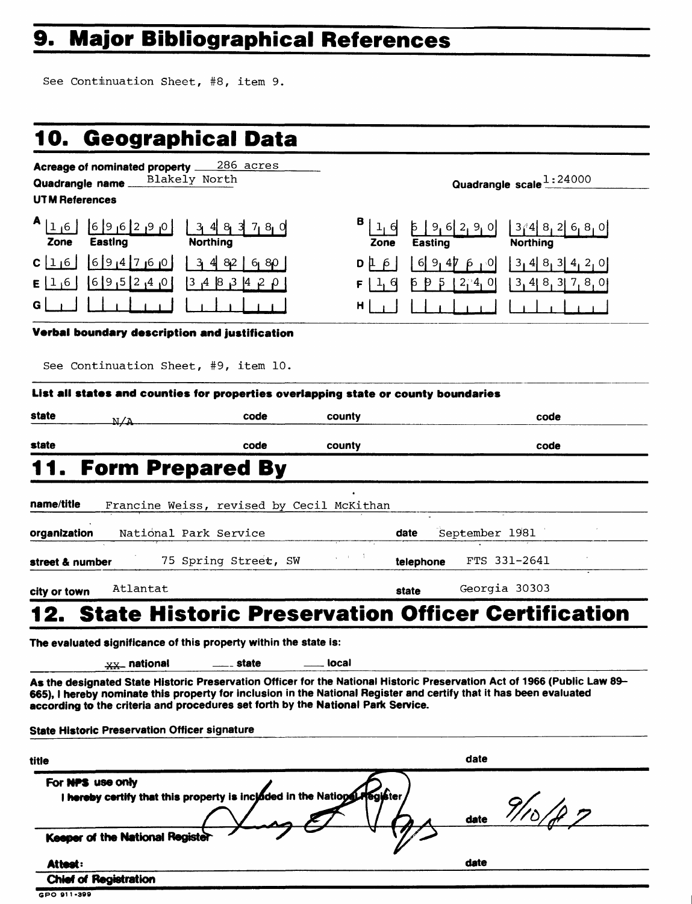## 9. Major Bibliographical References

See Continuation Sheet, #8, item 9.

## 10. Geographical Data

**Acreage of nominated property** 286 acres

**Quadrangle name** Blakely North

**Quadrangle scale** 1:24000

**UTM References**

| | Zone | Easting | Northing | | Zone | Easting | Northing |
|---|---|---|---|---|---|---|---|
| A | 16 | 696290 | 3483780 | B | 16 | 696290 | 3482680 |
| C | 16 | 694760 | 3482680 | D | 16 | 694760 | 3483420 |
| E | 16 | 695240 | 3483420 | F | 16 | 695240 | 3483780 |
| G | | | | H | | | |

**Verbal boundary description and justification**

See Continuation Sheet, #9, item 10.

**List all states and counties for properties overlapping state or county boundaries**

| state | code | county | code |
|---|---|---|---|
| N/A | | | |
| | | | |

## 11. Form Prepared By

**name/title** Francine Weiss, revised by Cecil McKithan

**organization** National Park Service **date** September 1981

**street & number** 75 Spring Street, SW **telephone** FTS 331-2641

**city or town** Atlantat **state** Georgia 30303

## 12. State Historic Preservation Officer Certification

**The evaluated significance of this property within the state is:**

XX national ___ state ___ local

**As the designated State Historic Preservation Officer for the National Historic Preservation Act of 1966 (Public Law 89–665), I hereby nominate this property for inclusion in the National Register and certify that it has been evaluated according to the criteria and procedures set forth by the National Park Service.**

**State Historic Preservation Officer signature**

**title** **date**

**For NPS use only**

**I hereby certify that this property is included in the National Register**

**date** 9/10/87

**Keeper of the National Register**

**Attest:** **date**

**Chief of Registration**

GPO 911-399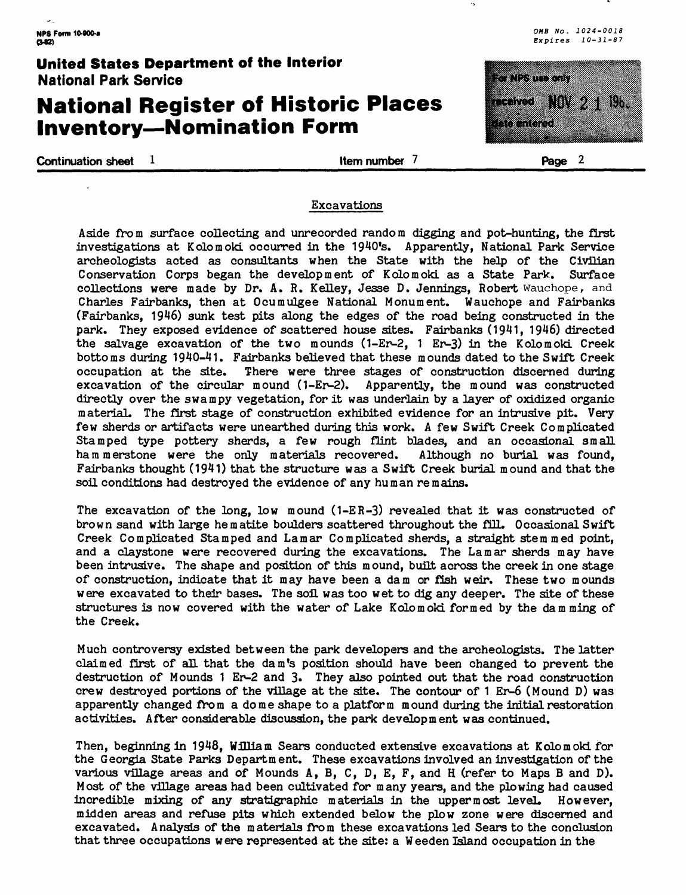## Excavations

Aside from surface collecting and unrecorded random digging and pot-hunting, the first investigations at Kolomoki occurred in the 1940's. Apparently, National Park Service archeologists acted as consultants when the State with the help of the Civilian Conservation Corps began the development of Kolomoki as a State Park. Surface collections were made by Dr. A. R. Kelley, Jesse D. Jennings, Robert Wauchope, and Charles Fairbanks, then at Ocumulgee National Monument. Wauchope and Fairbanks (Fairbanks, 1946) sunk test pits along the edges of the road being constructed in the park. They exposed evidence of scattered house sites. Fairbanks (1941, 1946) directed the salvage excavation of the two mounds (1-Er-2, 1 Er-3) in the Kolomoki Creek bottoms during 1940-41. Fairbanks believed that these mounds dated to the Swift Creek occupation at the site. There were three stages of construction discerned during excavation of the circular mound (1-Er-2). Apparently, the mound was constructed directly over the swampy vegetation, for it was underlain by a layer of oxidized organic material. The first stage of construction exhibited evidence for an intrusive pit. Very few sherds or artifacts were unearthed during this work. A few Swift Creek Complicated Stamped type pottery sherds, a few rough flint blades, and an occasional small hammerstone were the only materials recovered. Although no burial was found, Fairbanks thought (1941) that the structure was a Swift Creek burial mound and that the soil conditions had destroyed the evidence of any human remains.

The excavation of the long, low mound (1-ER-3) revealed that it was constructed of brown sand with large hematite boulders scattered throughout the fill. Occasional Swift Creek Complicated Stamped and Lamar Complicated sherds, a straight stemmed point, and a claystone were recovered during the excavations. The Lamar sherds may have been intrusive. The shape and position of this mound, built across the creek in one stage of construction, indicate that it may have been a dam or fish weir. These two mounds were excavated to their bases. The soil was too wet to dig any deeper. The site of these structures is now covered with the water of Lake Kolomoki formed by the damming of the Creek.

Much controversy existed between the park developers and the archeologists. The latter claimed first of all that the dam's position should have been changed to prevent the destruction of Mounds 1 Er-2 and 3. They also pointed out that the road construction crew destroyed portions of the village at the site. The contour of 1 Er-6 (Mound D) was apparently changed from a dome shape to a platform mound during the initial restoration activities. After considerable discussion, the park development was continued.

Then, beginning in 1948, William Sears conducted extensive excavations at Kolomoki for the Georgia State Parks Department. These excavations involved an investigation of the various village areas and of Mounds A, B, C, D, E, F, and H (refer to Maps B and D). Most of the village areas had been cultivated for many years, and the plowing had caused incredible mixing of any stratigraphic materials in the uppermost level. However, midden areas and refuse pits which extended below the plow zone were discerned and excavated. Analysis of the materials from these excavations led Sears to the conclusion that three occupations were represented at the site: a Weeden Island occupation in the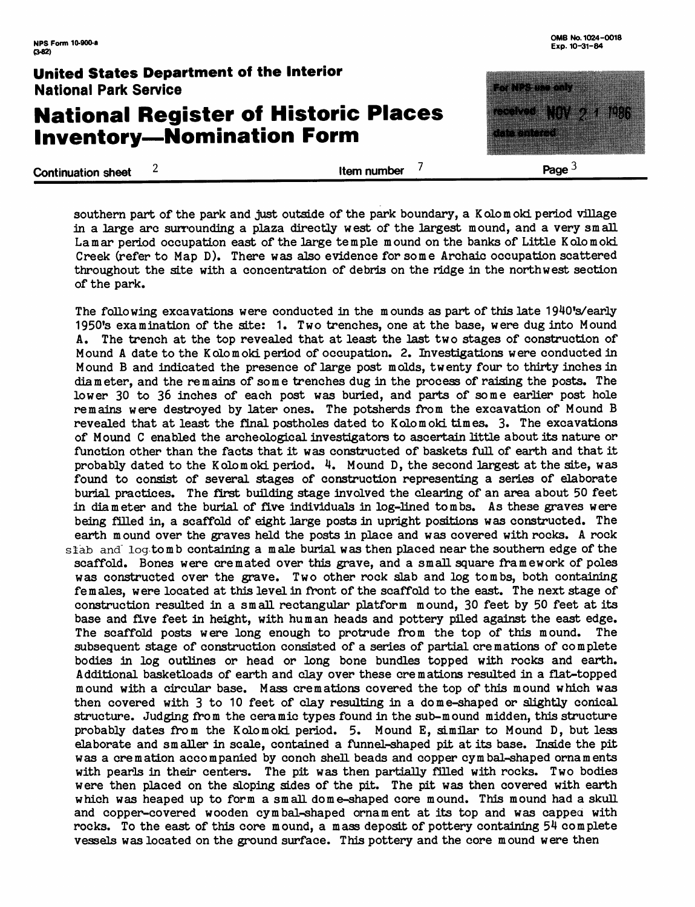southern part of the park and just outside of the park boundary, a Kolomoki period village in a large arc surrounding a plaza directly west of the largest mound, and a very small Lamar period occupation east of the large temple mound on the banks of Little Kolomoki Creek (refer to Map D). There was also evidence for some Archaic occupation scattered throughout the site with a concentration of debris on the ridge in the northwest section of the park.

The following excavations were conducted in the mounds as part of this late 1940's/early 1950's examination of the site: 1. Two trenches, one at the base, were dug into Mound A. The trench at the top revealed that at least the last two stages of construction of Mound A date to the Kolomoki period of occupation. 2. Investigations were conducted in Mound B and indicated the presence of large post molds, twenty four to thirty inches in diameter, and the remains of some trenches dug in the process of raising the posts. The lower 30 to 36 inches of each post was buried, and parts of some earlier post hole remains were destroyed by later ones. The potsherds from the excavation of Mound B revealed that at least the final postholes dated to Kolomoki times. 3. The excavations of Mound C enabled the archeological investigators to ascertain little about its nature or function other than the facts that it was constructed of baskets full of earth and that it probably dated to the Kolomoki period. 4. Mound D, the second largest at the site, was found to consist of several stages of construction representing a series of elaborate burial practices. The first building stage involved the clearing of an area about 50 feet in diameter and the burial of five individuals in log-lined tombs. As these graves were being filled in, a scaffold of eight large posts in upright positions was constructed. The earth mound over the graves held the posts in place and was covered with rocks. A rock slab and log tomb containing a male burial was then placed near the southern edge of the scaffold. Bones were cremated over this grave, and a small square framework of poles was constructed over the grave. Two other rock slab and log tombs, both containing females, were located at this level in front of the scaffold to the east. The next stage of construction resulted in a small rectangular platform mound, 30 feet by 50 feet at its base and five feet in height, with human heads and pottery piled against the east edge. The scaffold posts were long enough to protrude from the top of this mound. The subsequent stage of construction consisted of a series of partial cremations of complete bodies in log outlines or head or long bone bundles topped with rocks and earth. Additional basketloads of earth and clay over these cremations resulted in a flat-topped mound with a circular base. Mass cremations covered the top of this mound which was then covered with 3 to 10 feet of clay resulting in a dome-shaped or slightly conical structure. Judging from the ceramic types found in the sub-mound midden, this structure probably dates from the Kolomoki period. 5. Mound E, similar to Mound D, but less elaborate and smaller in scale, contained a funnel-shaped pit at its base. Inside the pit was a cremation accompanied by conch shell beads and copper cymbal-shaped ornaments with pearls in their centers. The pit was then partially filled with rocks. Two bodies were then placed on the sloping sides of the pit. The pit was then covered with earth which was heaped up to form a small dome-shaped core mound. This mound had a skull and copper-covered wooden cymbal-shaped ornament at its top and was capped with rocks. To the east of this core mound, a mass deposit of pottery containing 54 complete vessels was located on the ground surface. This pottery and the core mound were then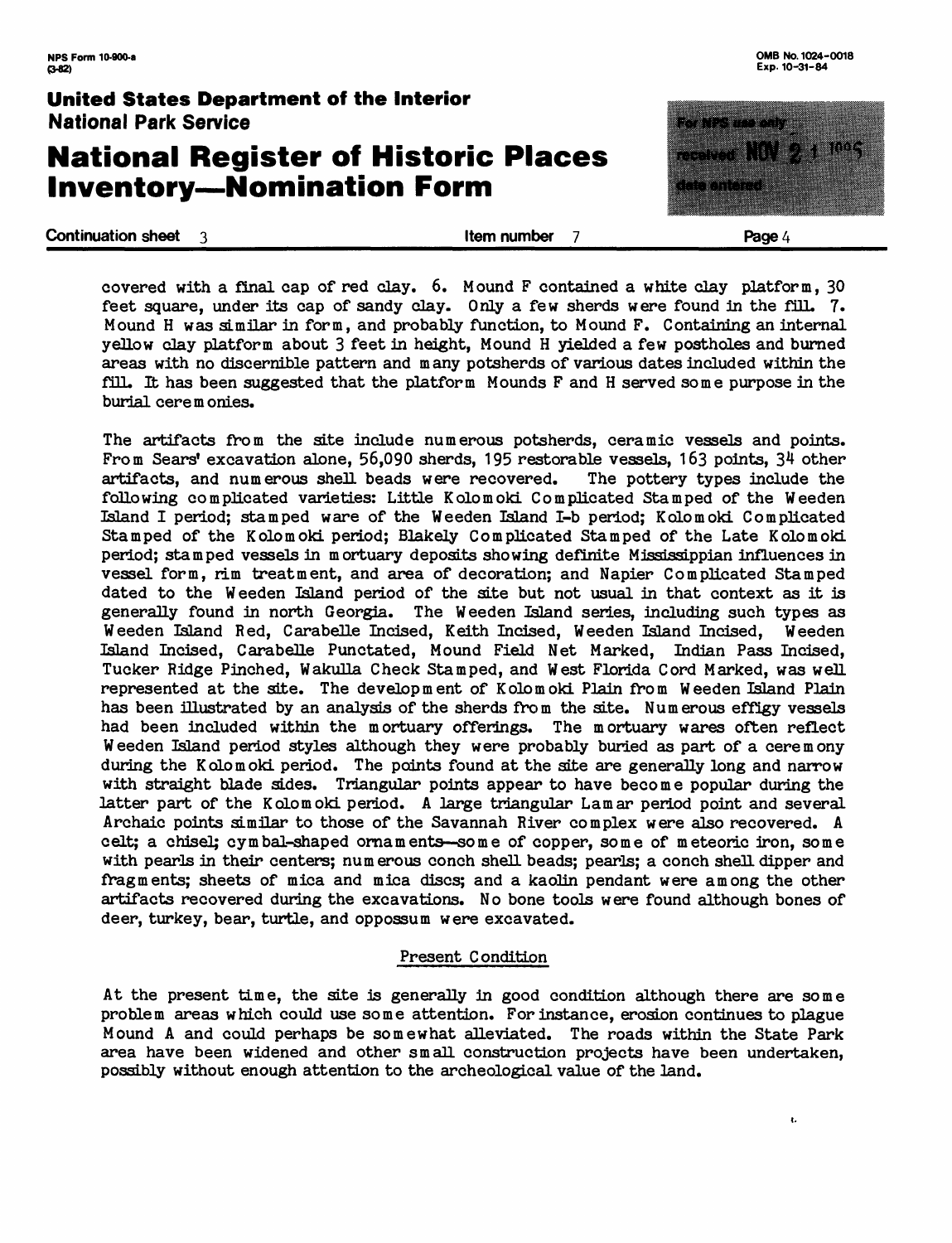covered with a final cap of red clay. 6. Mound F contained a white clay platform, 30 feet square, under its cap of sandy clay. Only a few sherds were found in the fill. 7. Mound H was similar in form, and probably function, to Mound F. Containing an internal yellow clay platform about 3 feet in height, Mound H yielded a few postholes and burned areas with no discernible pattern and many potsherds of various dates included within the fill. It has been suggested that the platform Mounds F and H served some purpose in the burial ceremonies.

The artifacts from the site include numerous potsherds, ceramic vessels and points. From Sears' excavation alone, 56,090 sherds, 195 restorable vessels, 163 points, 34 other artifacts, and numerous shell beads were recovered. The pottery types include the following complicated varieties: Little Kolomoki Complicated Stamped of the Weeden Island I period; stamped ware of the Weeden Island I-b period; Kolomoki Complicated Stamped of the Kolomoki period; Blakely Complicated Stamped of the Late Kolomoki period; stamped vessels in mortuary deposits showing definite Mississippian influences in vessel form, rim treatment, and area of decoration; and Napier Complicated Stamped dated to the Weeden Island period of the site but not usual in that context as it is generally found in north Georgia. The Weeden Island series, including such types as Weeden Island Red, Carabelle Incised, Keith Incised, Weeden Island Incised, Weeden Island Incised, Carabelle Punctated, Mound Field Net Marked, Indian Pass Incised, Tucker Ridge Pinched, Wakulla Check Stamped, and West Florida Cord Marked, was well represented at the site. The development of Kolomoki Plain from Weeden Island Plain has been illustrated by an analysis of the sherds from the site. Numerous effigy vessels had been included within the mortuary offerings. The mortuary wares often reflect Weeden Island period styles although they were probably buried as part of a ceremony during the Kolomoki period. The points found at the site are generally long and narrow with straight blade sides. Triangular points appear to have become popular during the latter part of the Kolomoki period. A large triangular Lamar period point and several Archaic points similar to those of the Savannah River complex were also recovered. A celt; a chisel; cymbal-shaped ornaments—some of copper, some of meteoric iron, some with pearls in their centers; numerous conch shell beads; pearls; a conch shell dipper and fragments; sheets of mica and mica discs; and a kaolin pendant were among the other artifacts recovered during the excavations. No bone tools were found although bones of deer, turkey, bear, turtle, and oppossum were excavated.

## Present Condition

At the present time, the site is generally in good condition although there are some problem areas which could use some attention. For instance, erosion continues to plague Mound A and could perhaps be somewhat alleviated. The roads within the State Park area have been widened and other small construction projects have been undertaken, possibly without enough attention to the archeological value of the land.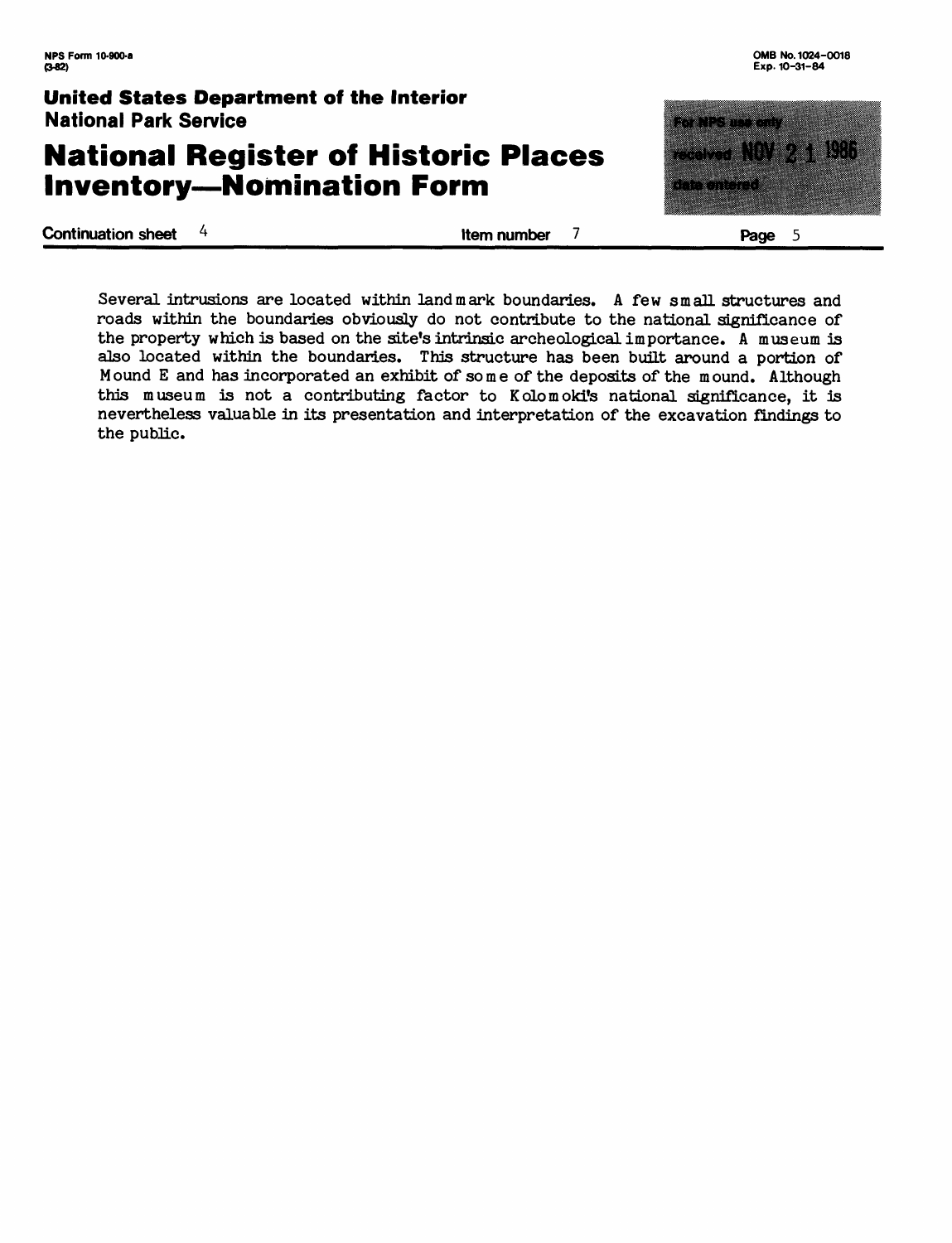Several intrusions are located within landmark boundaries. A few small structures and roads within the boundaries obviously do not contribute to the national significance of the property which is based on the site's intrinsic archeological importance. A museum is also located within the boundaries. This structure has been built around a portion of Mound E and has incorporated an exhibit of some of the deposits of the mound. Although this museum is not a contributing factor to Kolomoki's national significance, it is nevertheless valuable in its presentation and interpretation of the excavation findings to the public.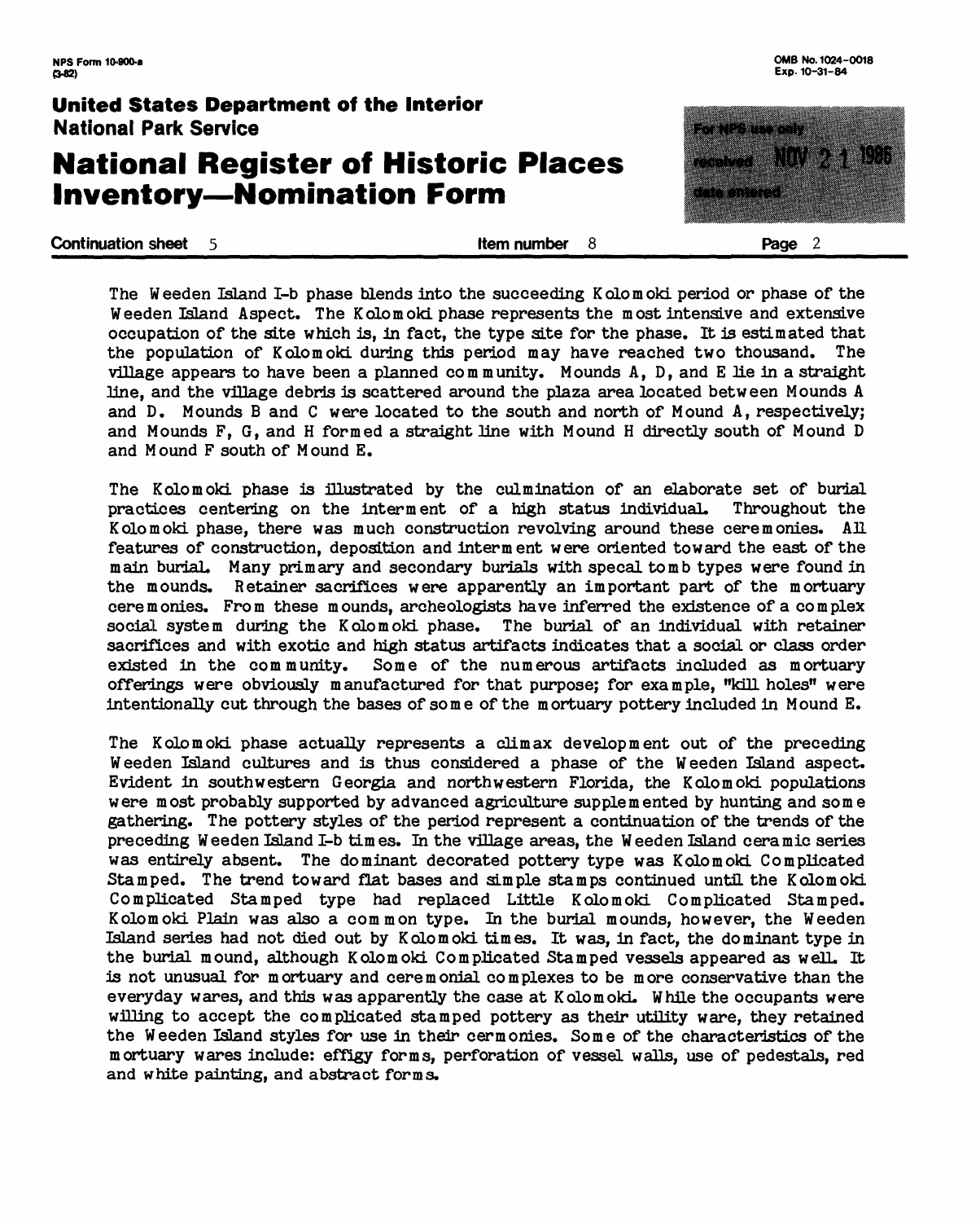The Weeden Island I-b phase blends into the succeeding Kolomoki period or phase of the Weeden Island Aspect. The Kolomoki phase represents the most intensive and extensive occupation of the site which is, in fact, the type site for the phase. It is estimated that the population of Kolomoki during this period may have reached two thousand. The village appears to have been a planned community. Mounds A, D, and E lie in a straight line, and the village debris is scattered around the plaza area located between Mounds A and D. Mounds B and C were located to the south and north of Mound A, respectively; and Mounds F, G, and H formed a straight line with Mound H directly south of Mound D and Mound F south of Mound E.

The Kolomoki phase is illustrated by the culmination of an elaborate set of burial practices centering on the interment of a high status individual. Throughout the Kolomoki phase, there was much construction revolving around these ceremonies. All features of construction, deposition and interment were oriented toward the east of the main burial. Many primary and secondary burials with specal tomb types were found in the mounds. Retainer sacrifices were apparently an important part of the mortuary ceremonies. From these mounds, archeologists have inferred the existence of a complex social system during the Kolomoki phase. The burial of an individual with retainer sacrifices and with exotic and high status artifacts indicates that a social or class order existed in the community. Some of the numerous artifacts included as mortuary offerings were obviously manufactured for that purpose; for example, "kill holes" were intentionally cut through the bases of some of the mortuary pottery included in Mound E.

The Kolomoki phase actually represents a climax development out of the preceding Weeden Island cultures and is thus considered a phase of the Weeden Island aspect. Evident in southwestern Georgia and northwestern Florida, the Kolomoki populations were most probably supported by advanced agriculture supplemented by hunting and some gathering. The pottery styles of the period represent a continuation of the trends of the preceding Weeden Island I-b times. In the village areas, the Weeden Island ceramic series was entirely absent. The dominant decorated pottery type was Kolomoki Complicated Stamped. The trend toward flat bases and simple stamps continued until the Kolomoki Complicated Stamped type had replaced Little Kolomoki Complicated Stamped. Kolomoki Plain was also a common type. In the burial mounds, however, the Weeden Island series had not died out by Kolomoki times. It was, in fact, the dominant type in the burial mound, although Kolomoki Complicated Stamped vessels appeared as well. It is not unusual for mortuary and ceremonial complexes to be more conservative than the everyday wares, and this was apparently the case at Kolomoki. While the occupants were willing to accept the complicated stamped pottery as their utility ware, they retained the Weeden Island styles for use in their cermonies. Some of the characteristics of the mortuary wares include: effigy forms, perforation of vessel walls, use of pedestals, red and white painting, and abstract forms.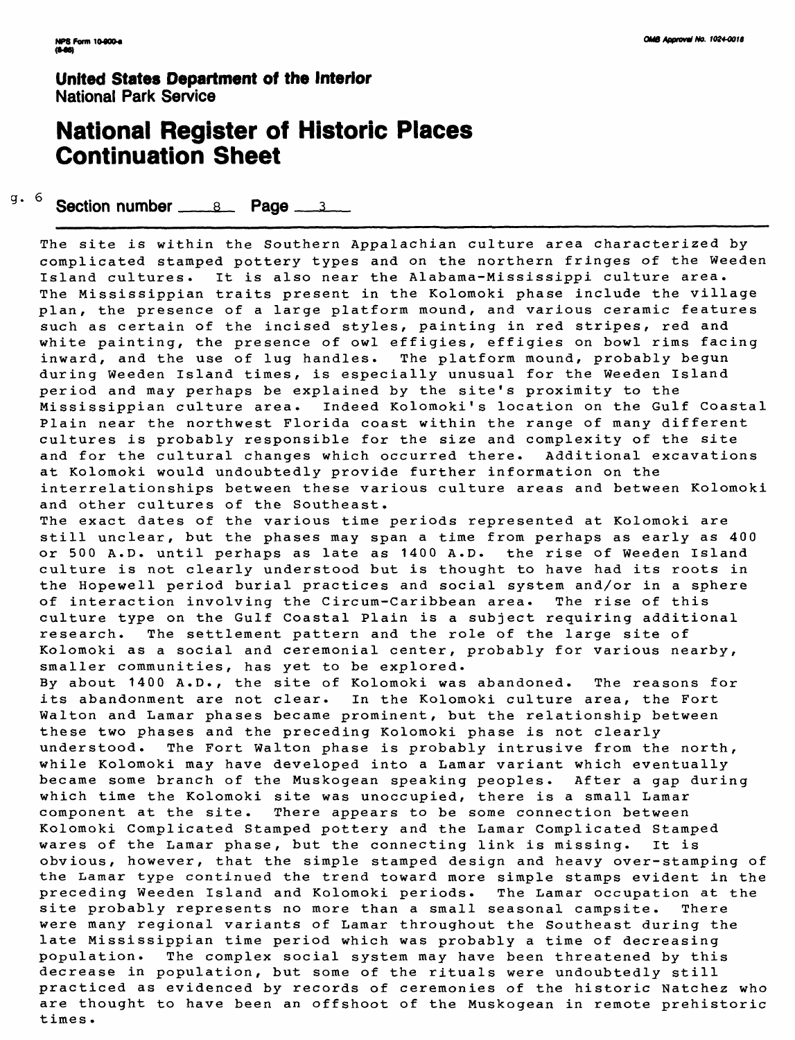**United States Department of the Interior**
National Park Service

# National Register of Historic Places Continuation Sheet

**Section number** 8 **Page** 3

The site is within the Southern Appalachian culture area characterized by complicated stamped pottery types and on the northern fringes of the Weeden Island cultures. It is also near the Alabama-Mississippi culture area. The Mississippian traits present in the Kolomoki phase include the village plan, the presence of a large platform mound, and various ceramic features such as certain of the incised styles, painting in red stripes, red and white painting, the presence of owl effigies, effigies on bowl rims facing inward, and the use of lug handles. The platform mound, probably begun during Weeden Island times, is especially unusual for the Weeden Island period and may perhaps be explained by the site's proximity to the Mississippian culture area. Indeed Kolomoki's location on the Gulf Coastal Plain near the northwest Florida coast within the range of many different cultures is probably responsible for the size and complexity of the site and for the cultural changes which occurred there. Additional excavations at Kolomoki would undoubtedly provide further information on the interrelationships between these various culture areas and between Kolomoki and other cultures of the Southeast.

The exact dates of the various time periods represented at Kolomoki are still unclear, but the phases may span a time from perhaps as early as 400 or 500 A.D. until perhaps as late as 1400 A.D. the rise of Weeden Island culture is not clearly understood but is thought to have had its roots in the Hopewell period burial practices and social system and/or in a sphere of interaction involving the Circum-Caribbean area. The rise of this culture type on the Gulf Coastal Plain is a subject requiring additional research. The settlement pattern and the role of the large site of Kolomoki as a social and ceremonial center, probably for various nearby, smaller communities, has yet to be explored.

By about 1400 A.D., the site of Kolomoki was abandoned. The reasons for its abandonment are not clear. In the Kolomoki culture area, the Fort Walton and Lamar phases became prominent, but the relationship between these two phases and the preceding Kolomoki phase is not clearly understood. The Fort Walton phase is probably intrusive from the north, while Kolomoki may have developed into a Lamar variant which eventually became some branch of the Muskogean speaking peoples. After a gap during which time the Kolomoki site was unoccupied, there is a small Lamar component at the site. There appears to be some connection between Kolomoki Complicated Stamped pottery and the Lamar Complicated Stamped wares of the Lamar phase, but the connecting link is missing. It is obvious, however, that the simple stamped design and heavy over-stamping of the Lamar type continued the trend toward more simple stamps evident in the preceding Weeden Island and Kolomoki periods. The Lamar occupation at the site probably represents no more than a small seasonal campsite. There were many regional variants of Lamar throughout the Southeast during the late Mississippian time period which was probably a time of decreasing population. The complex social system may have been threatened by this decrease in population, but some of the rituals were undoubtedly still practiced as evidenced by records of ceremonies of the historic Natchez who are thought to have been an offshoot of the Muskogean in remote prehistoric times.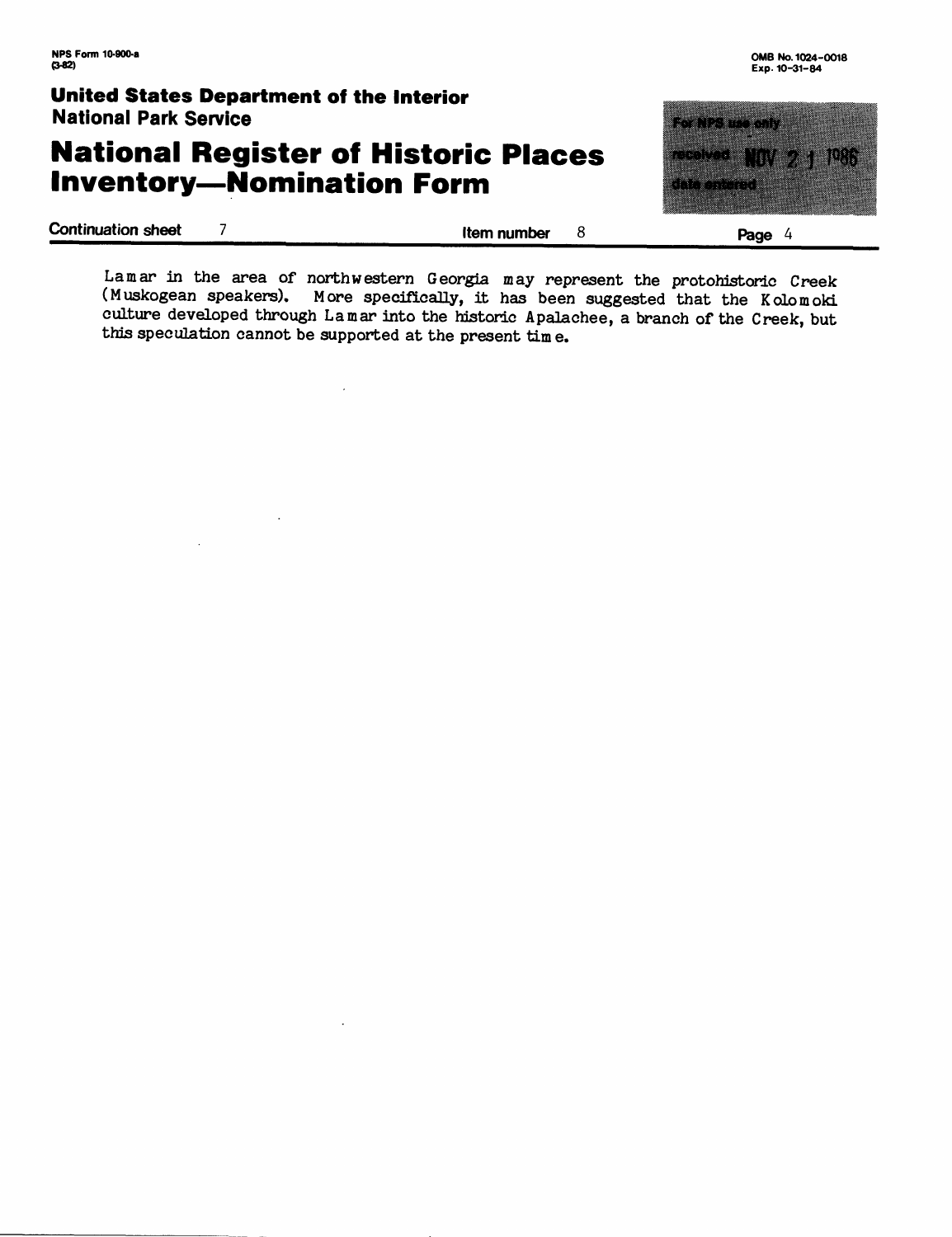Lamar in the area of northwestern Georgia may represent the protohistoric Creek (Muskogean speakers). More specifically, it has been suggested that the Kolomoki culture developed through Lamar into the historic Apalachee, a branch of the Creek, but this speculation cannot be supported at the present time.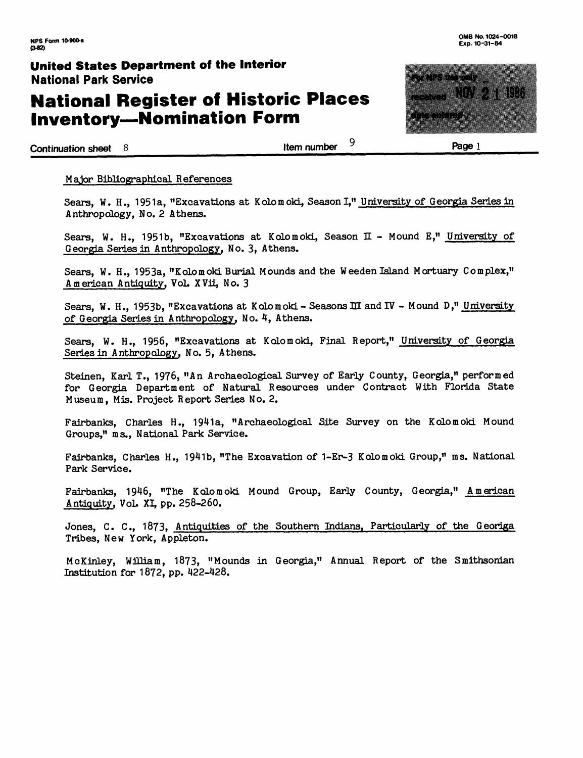Major Bibliographical References

Sears, W. H., 1951a, "Excavations at Kolomoki, Season I," University of Georgia Series in Anthropology, No. 2 Athens.

Sears, W. H., 1951b, "Excavations at Kolomoki, Season II - Mound E," University of Georgia Series in Anthropology, No. 3, Athens.

Sears, W. H., 1953a, "Kolomoki Burial Mounds and the Weeden Island Mortuary Complex," American Antiquity, Vol. XVii, No. 3

Sears, W. H., 1953b, "Excavations at Kolomoki - Seasons III and IV - Mound D," University of Georgia Series in Anthropology, No. 4, Athens.

Sears, W. H., 1956, "Excavations at Kolomoki, Final Report," University of Georgia Series in Anthropology, No. 5, Athens.

Steinen, Karl T., 1976, "An Archaeological Survey of Early County, Georgia," performed for Georgia Department of Natural Resources under Contract With Florida State Museum, Mis. Project Report Series No. 2.

Fairbanks, Charles H., 1941a, "Archaeological Site Survey on the Kolomoki Mound Groups," ms., National Park Service.

Fairbanks, Charles H., 1941b, "The Excavation of 1-Er-3 Kolomoki Group," ms. National Park Service.

Fairbanks, 1946, "The Kolomoki Mound Group, Early County, Georgia," American Antiquity, Vol. XI, pp. 258-260.

Jones, C. C., 1873, Antiquities of the Southern Indians, Particularly of the Georiga Tribes, New York, Appleton.

McKinley, William, 1873, "Mounds in Georgia," Annual Report of the Smithsonian Institution for 1872, pp. 422-428.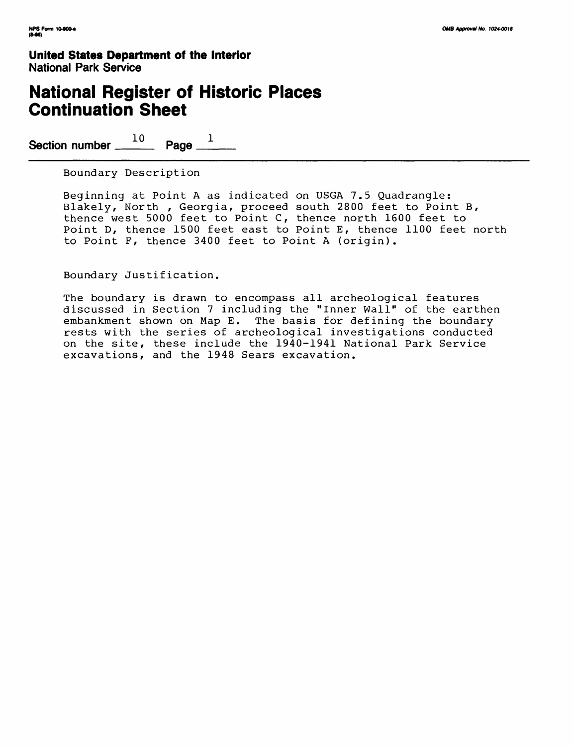United States Department of the Interior
National Park Service

# National Register of Historic Places Continuation Sheet

Section number 10 Page 1

Boundary Description

Beginning at Point A as indicated on USGA 7.5 Quadrangle: Blakely, North , Georgia, proceed south 2800 feet to Point B, thence west 5000 feet to Point C, thence north 1600 feet to Point D, thence 1500 feet east to Point E, thence 1100 feet north to Point F, thence 3400 feet to Point A (origin).

Boundary Justification.

The boundary is drawn to encompass all archeological features discussed in Section 7 including the "Inner Wall" of the earthen embankment shown on Map E. The basis for defining the boundary rests with the series of archeological investigations conducted on the site, these include the 1940-1941 National Park Service excavations, and the 1948 Sears excavation.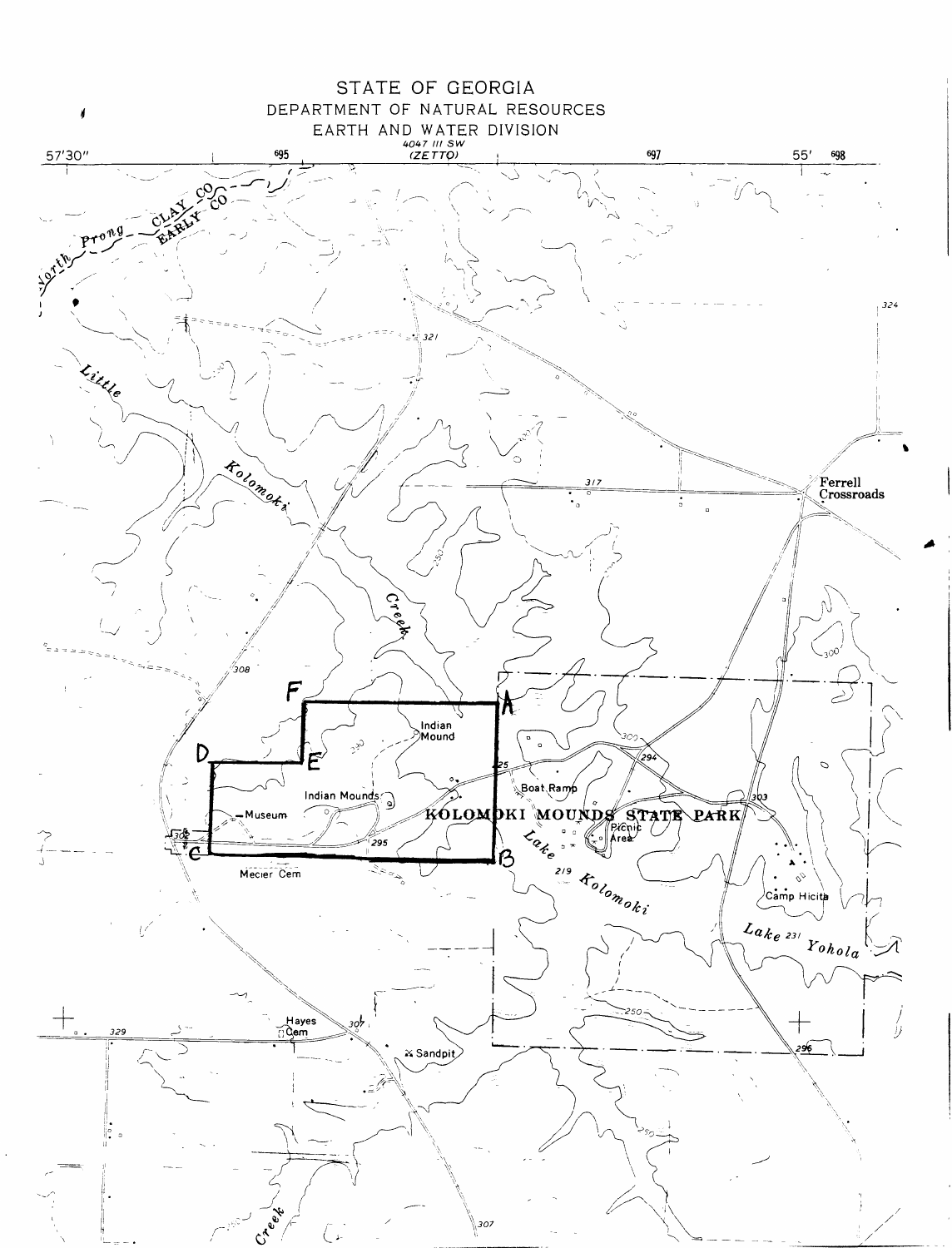# STATE OF GEORGIA

DEPARTMENT OF NATURAL RESOURCES

EARTH AND WATER DIVISION

4047 III SW
(ZETTO)

57'30"    695    697    55'    698

North Prong    CLAY CO    EARLY CO

Little Kolomoki Creek

324

321

317

Ferrell Crossroads

250

300

308

F    A

Indian Mound

D    E

294

Boat Ramp

303

Indian Mounds

Museum

KOLOMOKI MOUNDS STATE PARK

Picnic Area

302    C    295    B

Lake Kolomoki

219

Mecier Cem

Camp Hicita

Lake 231 Yohola

250

Hayes Cem

307

329

Sandpit

296

250

Creek

307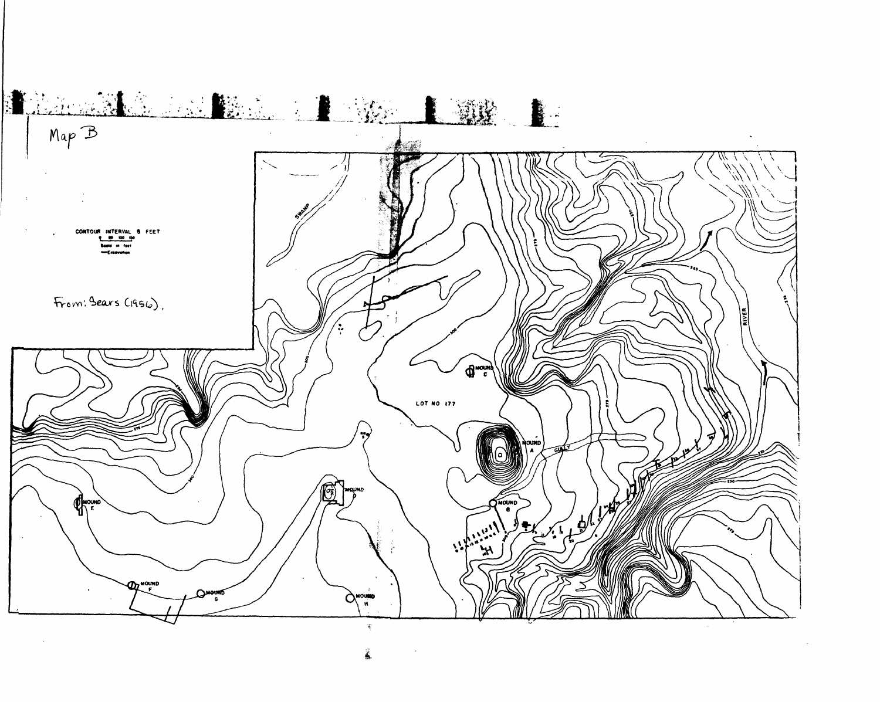Map B

CONTOUR INTERVAL 5 FEET

Scale in feet

Excavation

From: Sears (1956).

SWAMP

LOT NO 177

MOUND A

MOUND B

MOUND C

MOUND D

MOUND E

MOUND F

MOUND G

MOUND H

GULLY

RIVER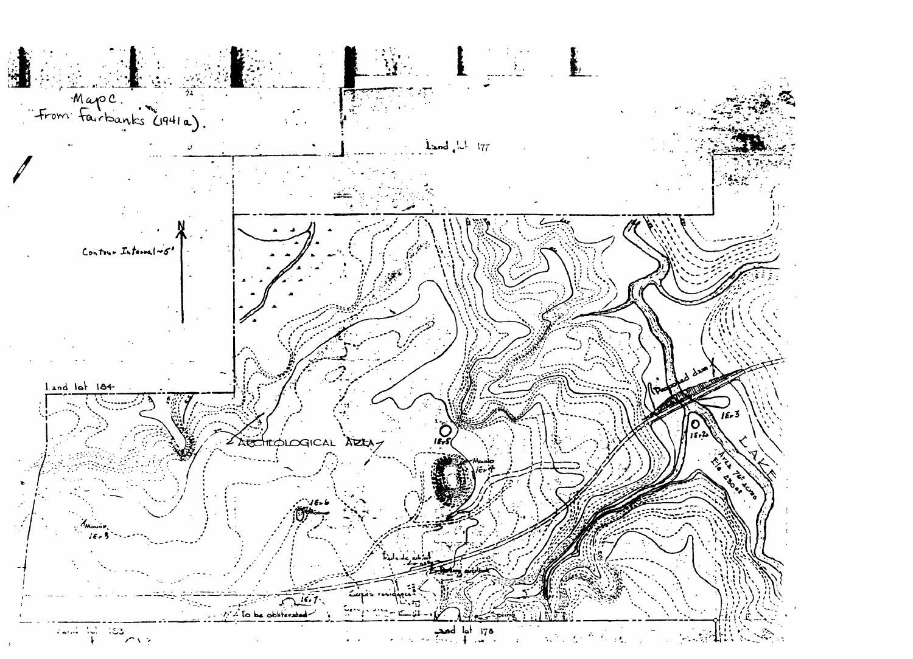Map C.
From Fairbanks (1941a).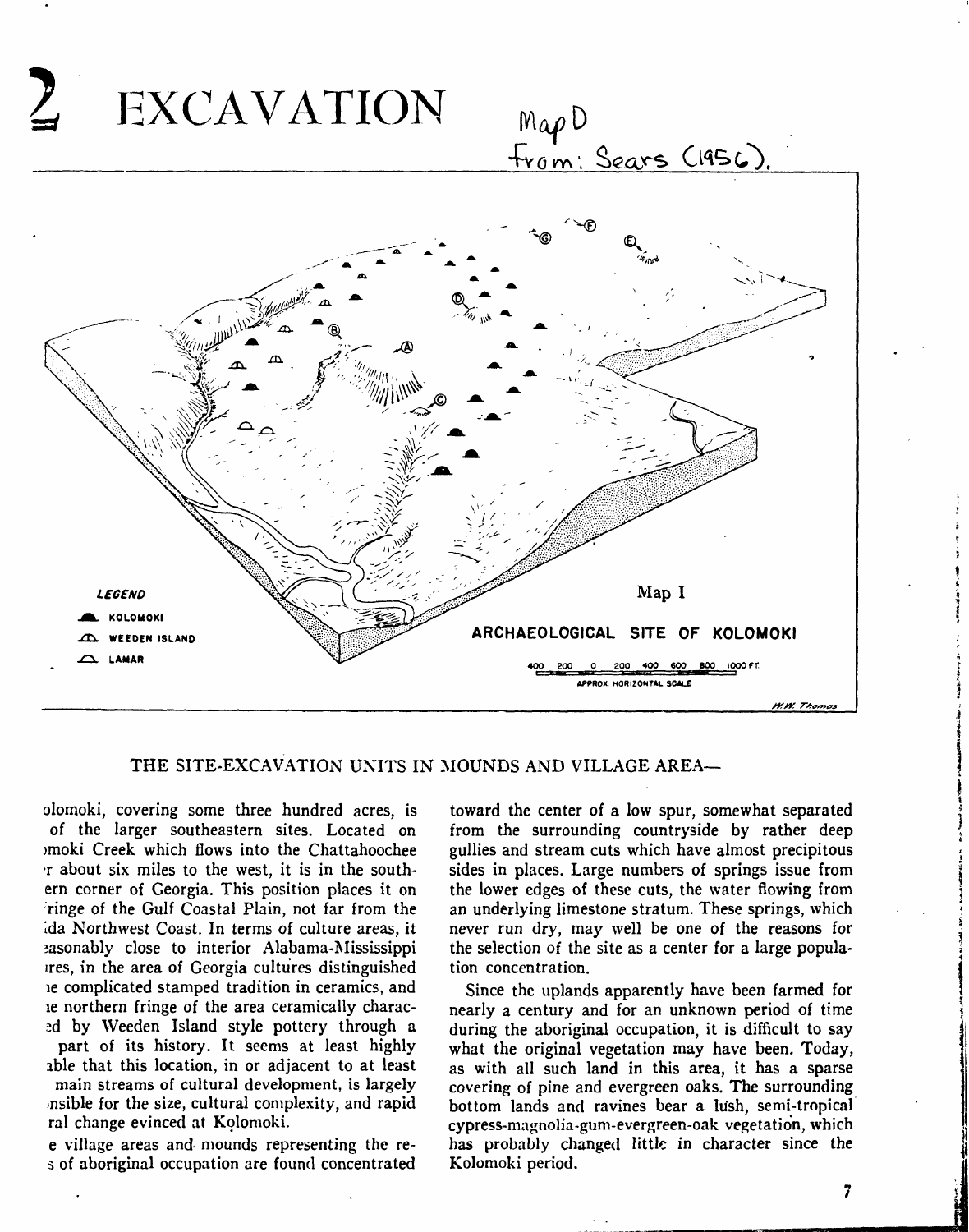# 2 EXCATION

Map D
From: Sears (1956).

LEGEND

KOLOMOKI

WEEDEN ISLAND

LAMAR

Map I

ARCHAEOLOGICAL SITE OF KOLOMOKI

400 200 0 200 400 600 800 1000 FT.

APPROX. HORIZONTAL SCALE

W.W. Thomas

THE SITE-EXCAVATION UNITS IN MOUNDS AND VILLAGE AREA—

olomoki, covering some three hundred acres, is of the larger southeastern sites. Located on ›moki Creek which flows into the Chattahoochee ·r about six miles to the west, it is in the southern corner of Georgia. This position places it on ringe of the Gulf Coastal Plain, not far from the ida Northwest Coast. In terms of culture areas, it easonably close to interior Alabama-Mississippi ıres, in the area of Georgia cultures distinguished ıe complicated stamped tradition in ceramics, and ıe northern fringe of the area ceramically charac- ed by Weeden Island style pottery through a part of its history. It seems at least highly ıble that this location, in or adjacent to at least main streams of cultural development, is largely ›nsible for the size, cultural complexity, and rapid ral change evinced at Kolomoki.

e village areas and mounds representing the re- s of aboriginal occupation are found concentrated toward the center of a low spur, somewhat separated from the surrounding countryside by rather deep gullies and stream cuts which have almost precipitous sides in places. Large numbers of springs issue from the lower edges of these cuts, the water flowing from an underlying limestone stratum. These springs, which never run dry, may well be one of the reasons for the selection of the site as a center for a large population concentration.

Since the uplands apparently have been farmed for nearly a century and for an unknown period of time during the aboriginal occupation, it is difficult to say what the original vegetation may have been. Today, as with all such land in this area, it has a sparse covering of pine and evergreen oaks. The surrounding bottom lands and ravines bear a lush, semi-tropical cypress-magnolia-gum-evergreen-oak vegetation, which has probably changed little in character since the Kolomoki period.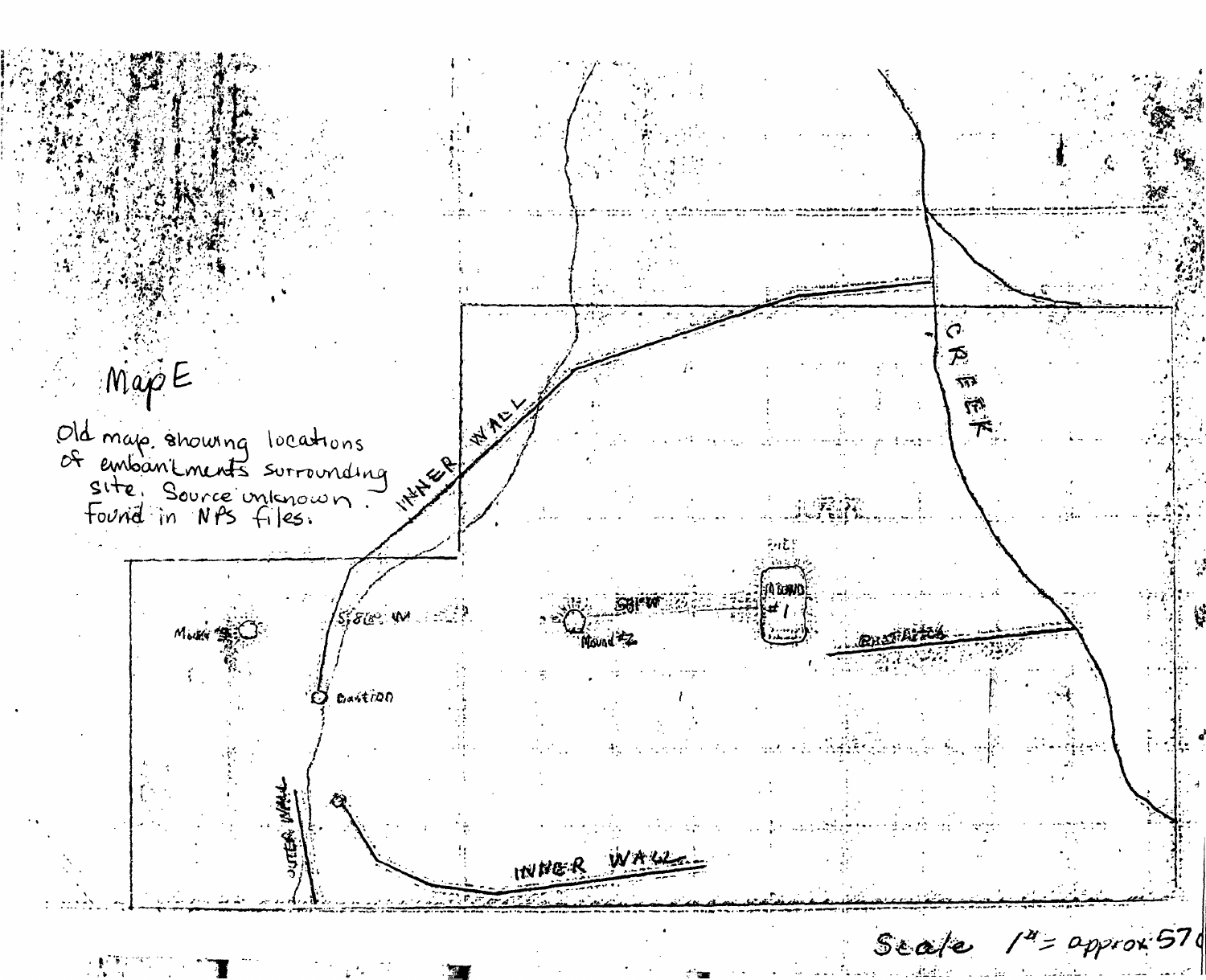Map E

Old map showing locations of embankments surrounding site. Source unknown. Found in NPS files.

INNER WALL

CREEK

Mound #1

Mound #2

Mound #3

Bastion

OUTER WALL

INNER WALL

Scale 1" = approx 57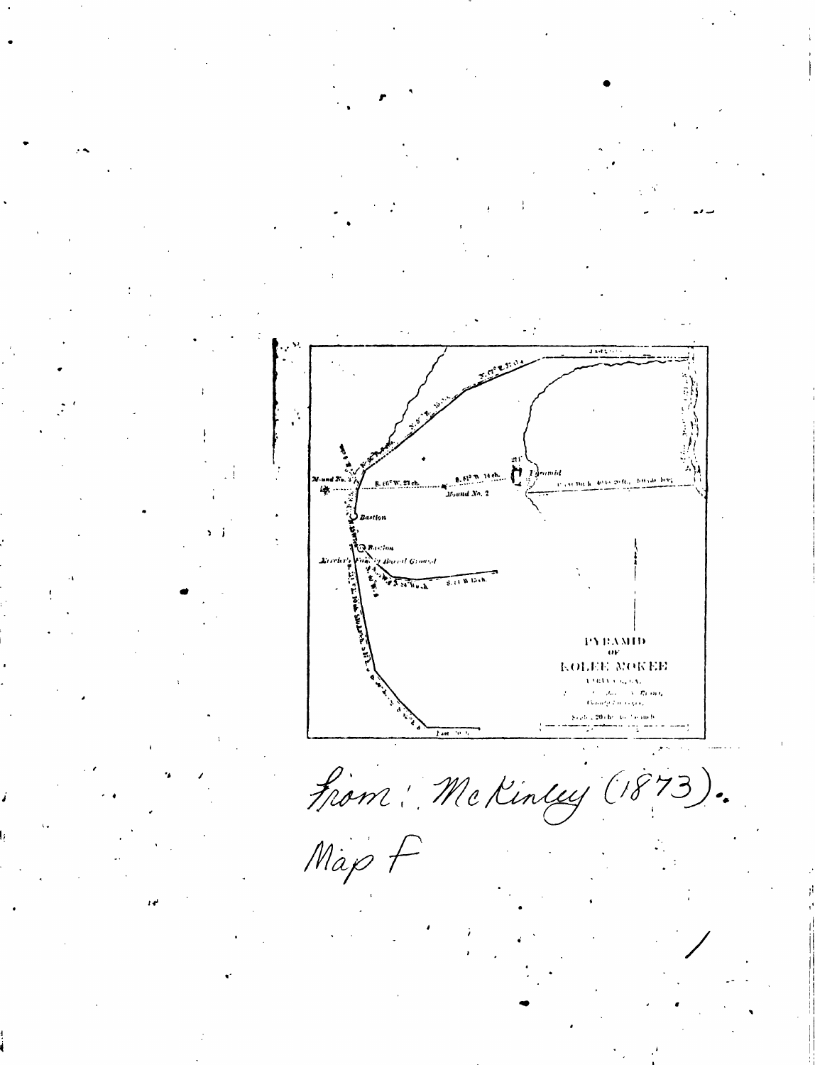PYRAMID
OF
KOLEE MOKEE

Mound No. 3

Mound No. 2

Pyramid

Bastion

Bastion

Scale 20 ch. to 1 inch

From: McKinley (1873).
Map F